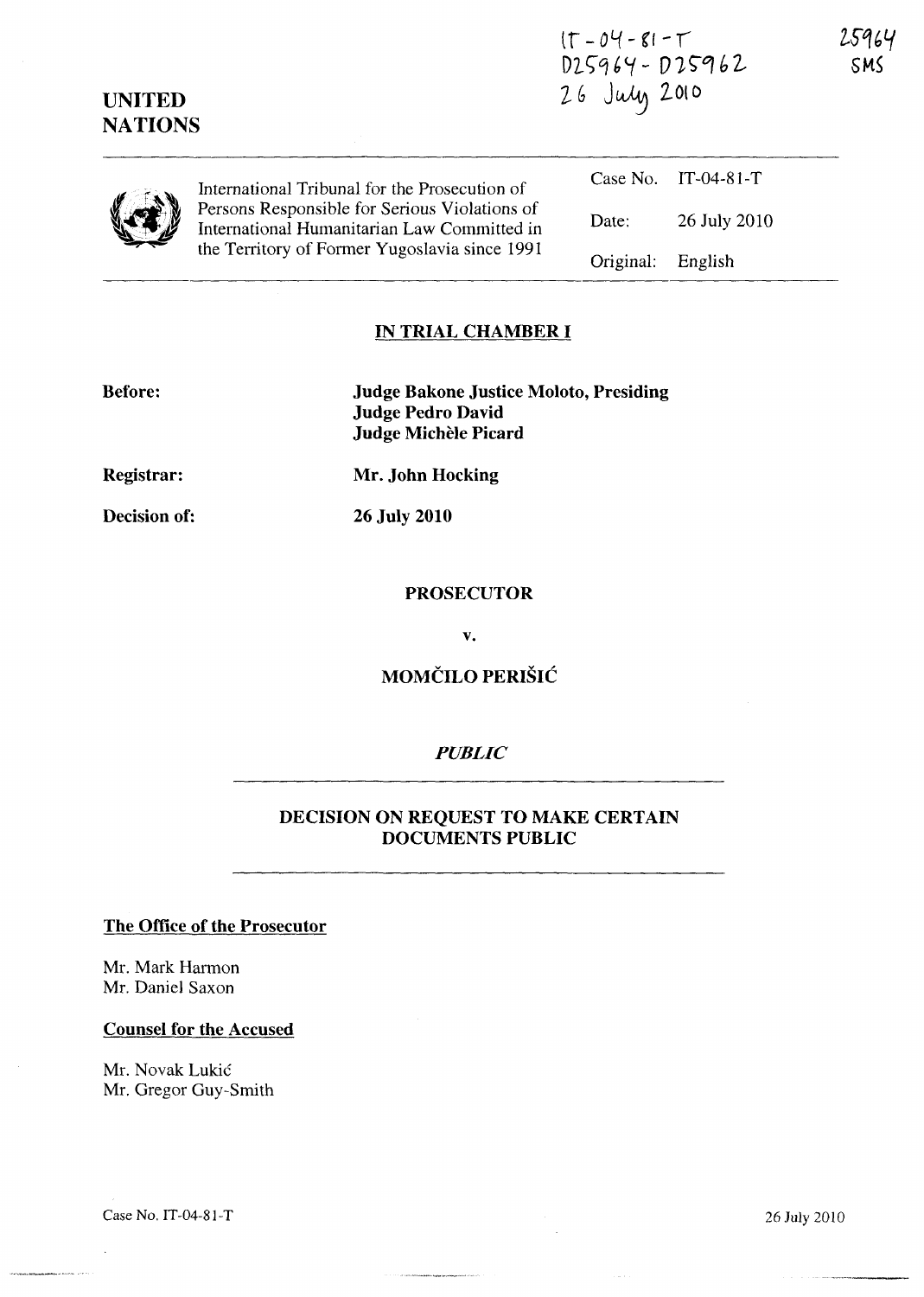IT-04-81-T
D25964 - D25962
26 July 2010

25964
SMS

**UNITED NATIONS**

International Tribunal for the Prosecution of Persons Responsible for Serious Violations of International Humanitarian Law Committed in the Territory of Former Yugoslavia since 1991

| | |
|---|---|
| Case No. | IT-04-81-T |
| Date: | 26 July 2010 |
| Original: | English |

## IN TRIAL CHAMBER I

**Before:** **Judge Bakone Justice Moloto, Presiding**
**Judge Pedro David**
**Judge Michèle Picard**

**Registrar:** **Mr. John Hocking**

**Decision of:** **26 July 2010**

**PROSECUTOR**

**v.**

**MOMČILO PERIŠIĆ**

***PUBLIC***

## DECISION ON REQUEST TO MAKE CERTAIN DOCUMENTS PUBLIC

**The Office of the Prosecutor**

Mr. Mark Harmon
Mr. Daniel Saxon

**Counsel for the Accused**

Mr. Novak Lukić
Mr. Gregor Guy-Smith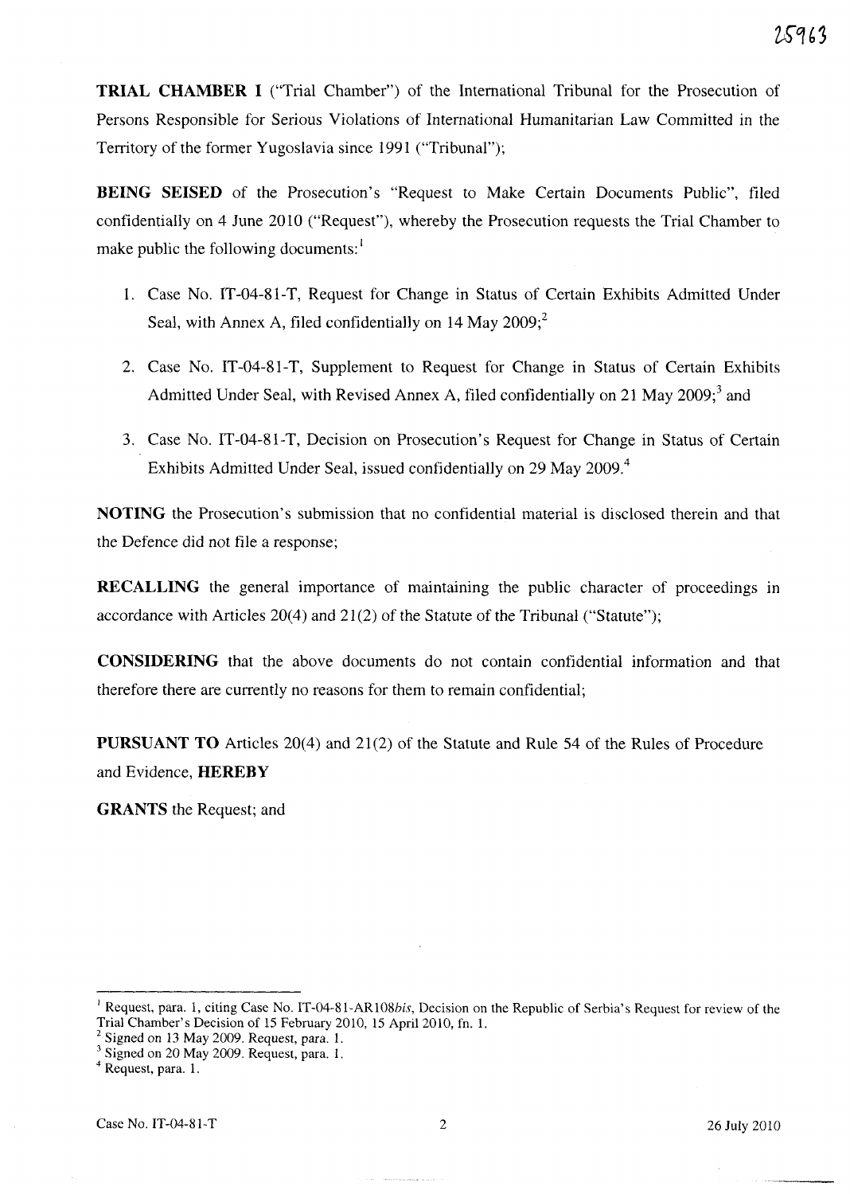**TRIAL CHAMBER I** ("Trial Chamber") of the International Tribunal for the Prosecution of Persons Responsible for Serious Violations of International Humanitarian Law Committed in the Territory of the former Yugoslavia since 1991 ("Tribunal");

**BEING SEISED** of the Prosecution's "Request to Make Certain Documents Public", filed confidentially on 4 June 2010 ("Request"), whereby the Prosecution requests the Trial Chamber to make public the following documents:[1]

1. Case No. IT-04-81-T, Request for Change in Status of Certain Exhibits Admitted Under Seal, with Annex A, filed confidentially on 14 May 2009;[2]
2. Case No. IT-04-81-T, Supplement to Request for Change in Status of Certain Exhibits Admitted Under Seal, with Revised Annex A, filed confidentially on 21 May 2009;[3] and
3. Case No. IT-04-81-T, Decision on Prosecution's Request for Change in Status of Certain Exhibits Admitted Under Seal, issued confidentially on 29 May 2009.[4]

**NOTING** the Prosecution's submission that no confidential material is disclosed therein and that the Defence did not file a response;

**RECALLING** the general importance of maintaining the public character of proceedings in accordance with Articles 20(4) and 21(2) of the Statute of the Tribunal ("Statute");

**CONSIDERING** that the above documents do not contain confidential information and that therefore there are currently no reasons for them to remain confidential;

**PURSUANT TO** Articles 20(4) and 21(2) of the Statute and Rule 54 of the Rules of Procedure and Evidence, **HEREBY**

**GRANTS** the Request; and

---

[1] Request, para. 1, citing Case No. IT-04-81-AR108*bis*, Decision on the Republic of Serbia's Request for review of the Trial Chamber's Decision of 15 February 2010, 15 April 2010, fn. 1.

[2] Signed on 13 May 2009. Request, para. 1.

[3] Signed on 20 May 2009. Request, para. 1.

[4] Request, para. 1.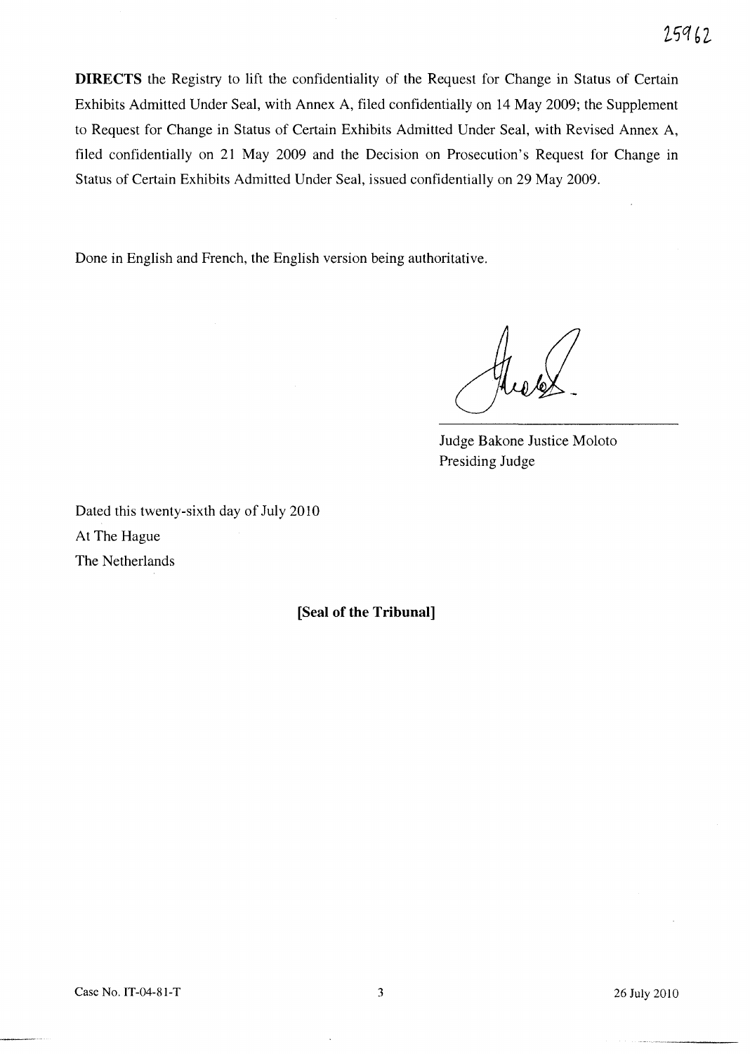**DIRECTS** the Registry to lift the confidentiality of the Request for Change in Status of Certain Exhibits Admitted Under Seal, with Annex A, filed confidentially on 14 May 2009; the Supplement to Request for Change in Status of Certain Exhibits Admitted Under Seal, with Revised Annex A, filed confidentially on 21 May 2009 and the Decision on Prosecution's Request for Change in Status of Certain Exhibits Admitted Under Seal, issued confidentially on 29 May 2009.

Done in English and French, the English version being authoritative.

Judge Bakone Justice Moloto
Presiding Judge

Dated this twenty-sixth day of July 2010
At The Hague
The Netherlands

**[Seal of the Tribunal]**